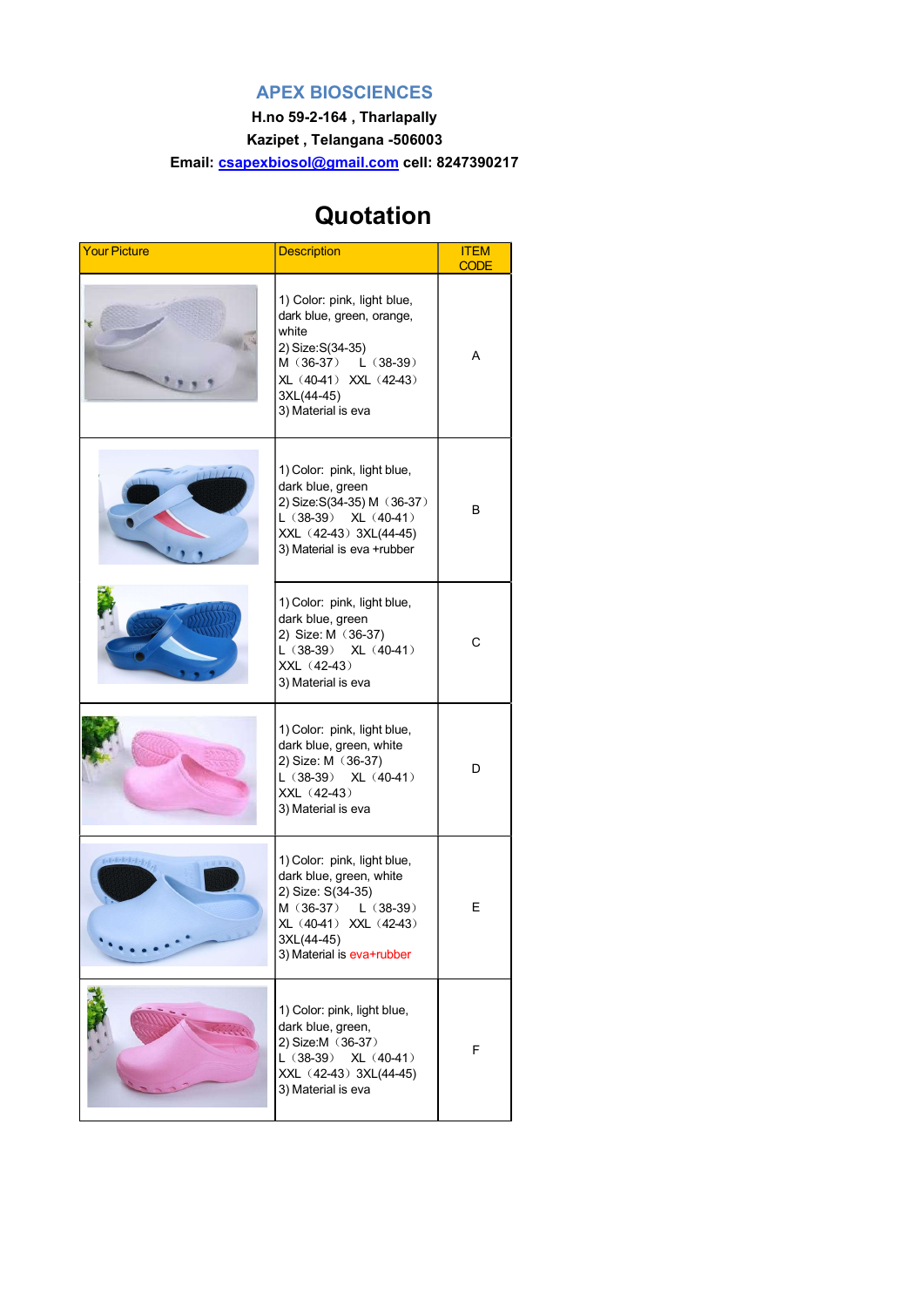**APEX BIOSCIENCES**

**H.no 59-2-164 , Tharlapally**

**Kazipet , Telangana -506003**

**Email: csapexbiosol@gmail.com cell: 8247390217**

# Quotation

| Your Picture | Description | ITEM CODE |
|---|---|---|
| | 1) Color: pink, light blue, dark blue, green, orange, white<br>2) Size:S(34-35)<br>M（36-37） L（38-39）<br>XL（40-41） XXL（42-43）<br>3XL(44-45)<br>3) Material is eva | A |
| | 1) Color: pink, light blue, dark blue, green<br>2) Size:S(34-35) M（36-37）<br>L（38-39） XL（40-41）<br>XXL（42-43）3XL(44-45)<br>3) Material is eva +rubber | B |
| | 1) Color: pink, light blue, dark blue, green<br>2) Size: M（36-37）<br>L（38-39） XL（40-41）<br>XXL（42-43）<br>3) Material is eva | C |
| | 1) Color: pink, light blue, dark blue, green, white<br>2) Size: M（36-37）<br>L（38-39） XL（40-41）<br>XXL（42-43）<br>3) Material is eva | D |
| | 1) Color: pink, light blue, dark blue, green, white<br>2) Size: S(34-35)<br>M（36-37） L（38-39）<br>XL（40-41） XXL（42-43）<br>3XL(44-45)<br>3) Material is eva+rubber | E |
| | 1) Color: pink, light blue, dark blue, green,<br>2) Size:M（36-37）<br>L（38-39） XL（40-41）<br>XXL（42-43）3XL(44-45)<br>3) Material is eva | F |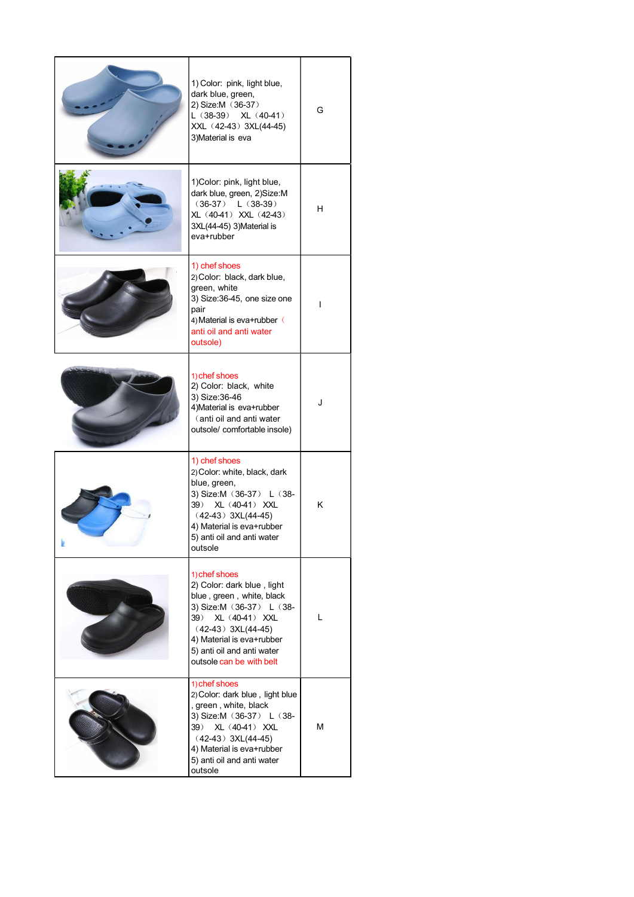| | | |
|---|---|---|
| | 1) Color: pink, light blue, dark blue, green,<br>2) Size:M（36-37）<br>L（38-39） XL（40-41）<br>XXL（42-43）3XL(44-45)<br>3)Material is eva | G |
| | 1)Color: pink, light blue, dark blue, green, 2)Size:M（36-37） L（38-39） XL（40-41） XXL（42-43） 3XL(44-45) 3)Material is eva+rubber | H |
| | 1) chef shoes<br>2) Color: black, dark blue, green, white<br>3) Size:36-45, one size one pair<br>4) Material is eva+rubber（anti oil and anti water outsole) | I |
| | 1) chef shoes<br>2) Color: black, white<br>3) Size:36-46<br>4)Material is eva+rubber（anti oil and anti water outsole/ comfortable insole) | J |
| | 1) chef shoes<br>2) Color: white, black, dark blue, green,<br>3) Size:M（36-37） L（38-39） XL（40-41） XXL（42-43）3XL(44-45)<br>4) Material is eva+rubber<br>5) anti oil and anti water outsole | K |
| | 1) chef shoes<br>2) Color: dark blue , light blue , green , white, black<br>3) Size:M（36-37） L（38-39） XL（40-41） XXL（42-43）3XL(44-45)<br>4) Material is eva+rubber<br>5) anti oil and anti water outsole can be with belt | L |
| | 1) chef shoes<br>2) Color: dark blue , light blue , green , white, black<br>3) Size:M（36-37） L（38-39） XL（40-41） XXL（42-43）3XL(44-45)<br>4) Material is eva+rubber<br>5) anti oil and anti water outsole | M |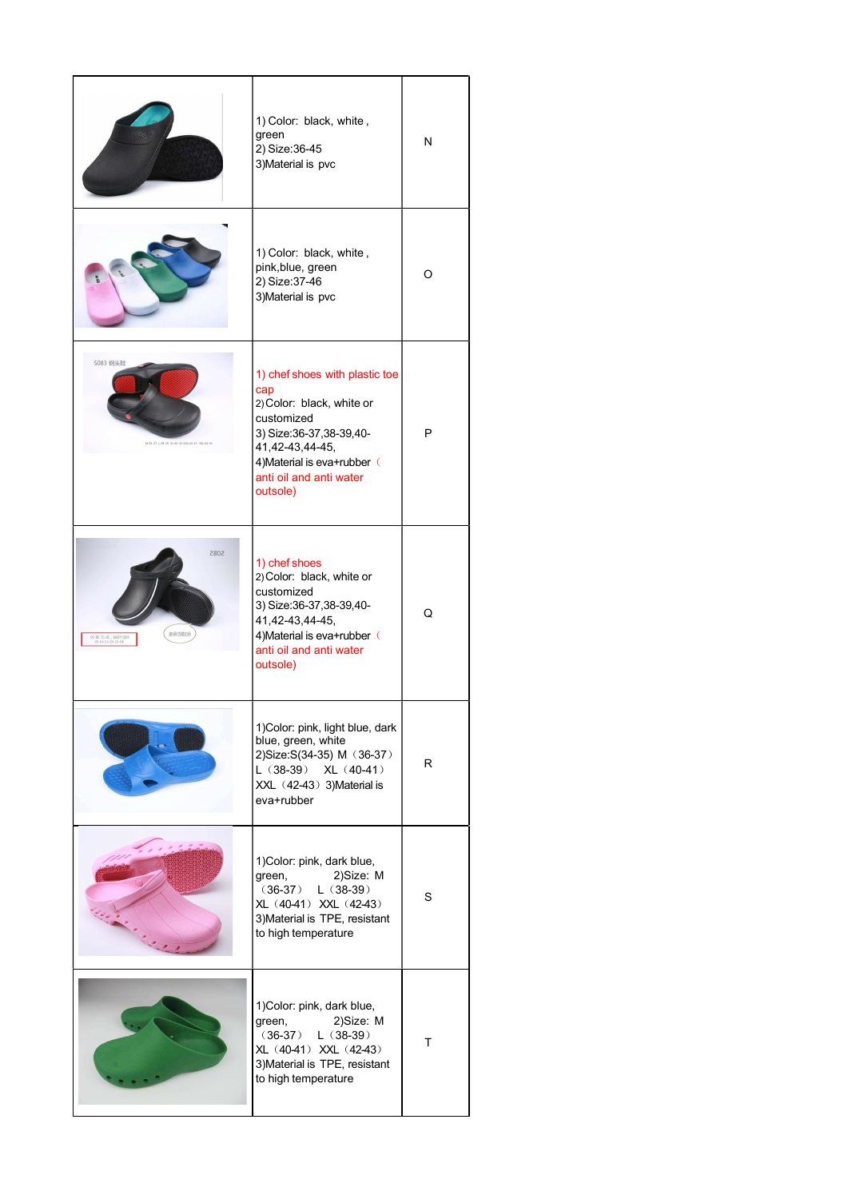|  |  |  |
|---|---|---|
|  | 1) Color: black, white , green<br>2) Size:36-45<br>3)Material is pvc | N |
|  | 1) Color: black, white , pink,blue, green<br>2) Size:37-46<br>3)Material is pvc | O |
|  | 1) chef shoes with plastic toe cap<br>2)Color: black, white or customized<br>3) Size:36-37,38-39,40-41,42-43,44-45,<br>4)Material is eva+rubber（anti oil and anti water outsole) | P |
|  | 1) chef shoes<br>2)Color: black, white or customized<br>3) Size:36-37,38-39,40-41,42-43,44-45,<br>4)Material is eva+rubber（anti oil and anti water outsole) | Q |
|  | 1)Color: pink, light blue, dark blue, green, white<br>2)Size:S(34-35) M（36-37） L（38-39） XL（40-41） XXL（42-43） 3)Material is eva+rubber | R |
|  | 1)Color: pink, dark blue, green, 2)Size: M（36-37） L（38-39） XL（40-41） XXL（42-43）<br>3)Material is TPE, resistant to high temperature | S |
|  | 1)Color: pink, dark blue, green, 2)Size: M（36-37） L（38-39） XL（40-41） XXL（42-43）<br>3)Material is TPE, resistant to high temperature | T |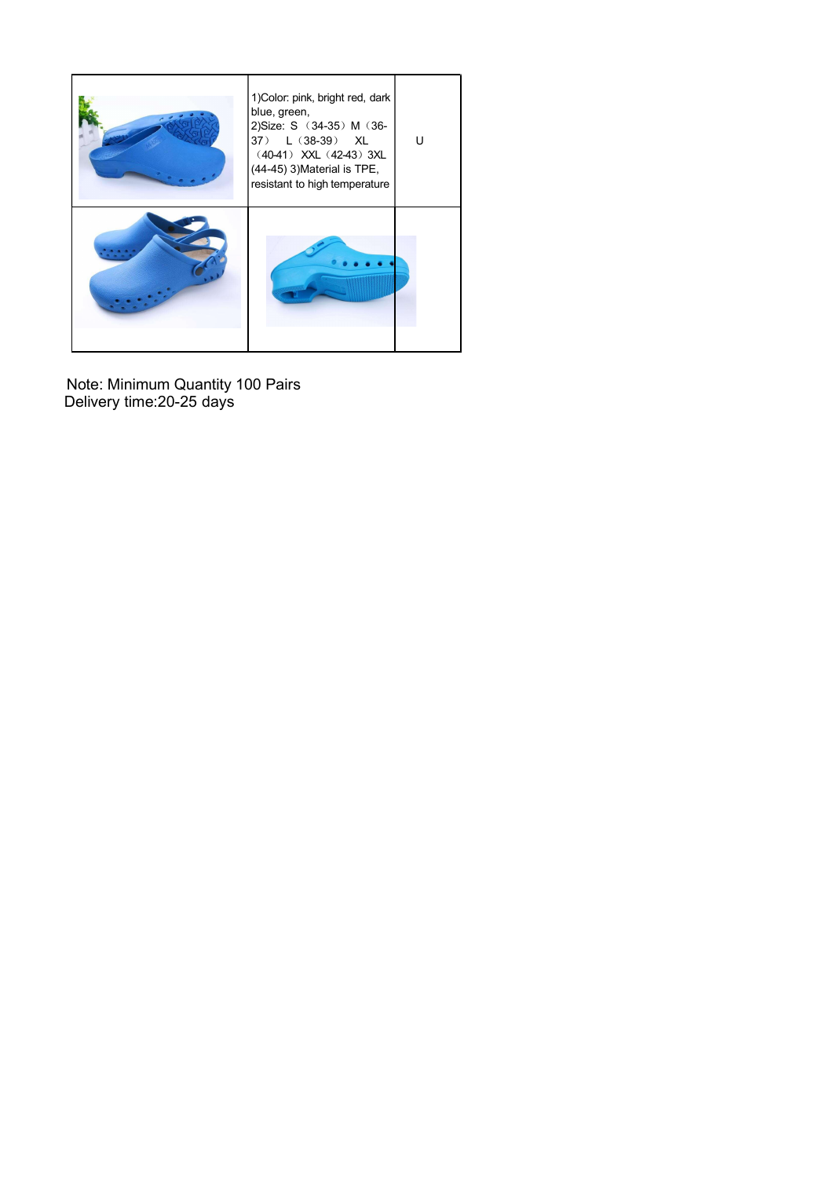| | | |
|---|---|---|
| | 1)Color: pink, bright red, dark blue, green,<br>2)Size: S （34-35）M（36-37） L（38-39） XL （40-41） XXL（42-43）3XL (44-45) 3)Material is TPE, resistant to high temperature | U |
| | | |

Note: Minimum Quantity 100 Pairs
Delivery time:20-25 days